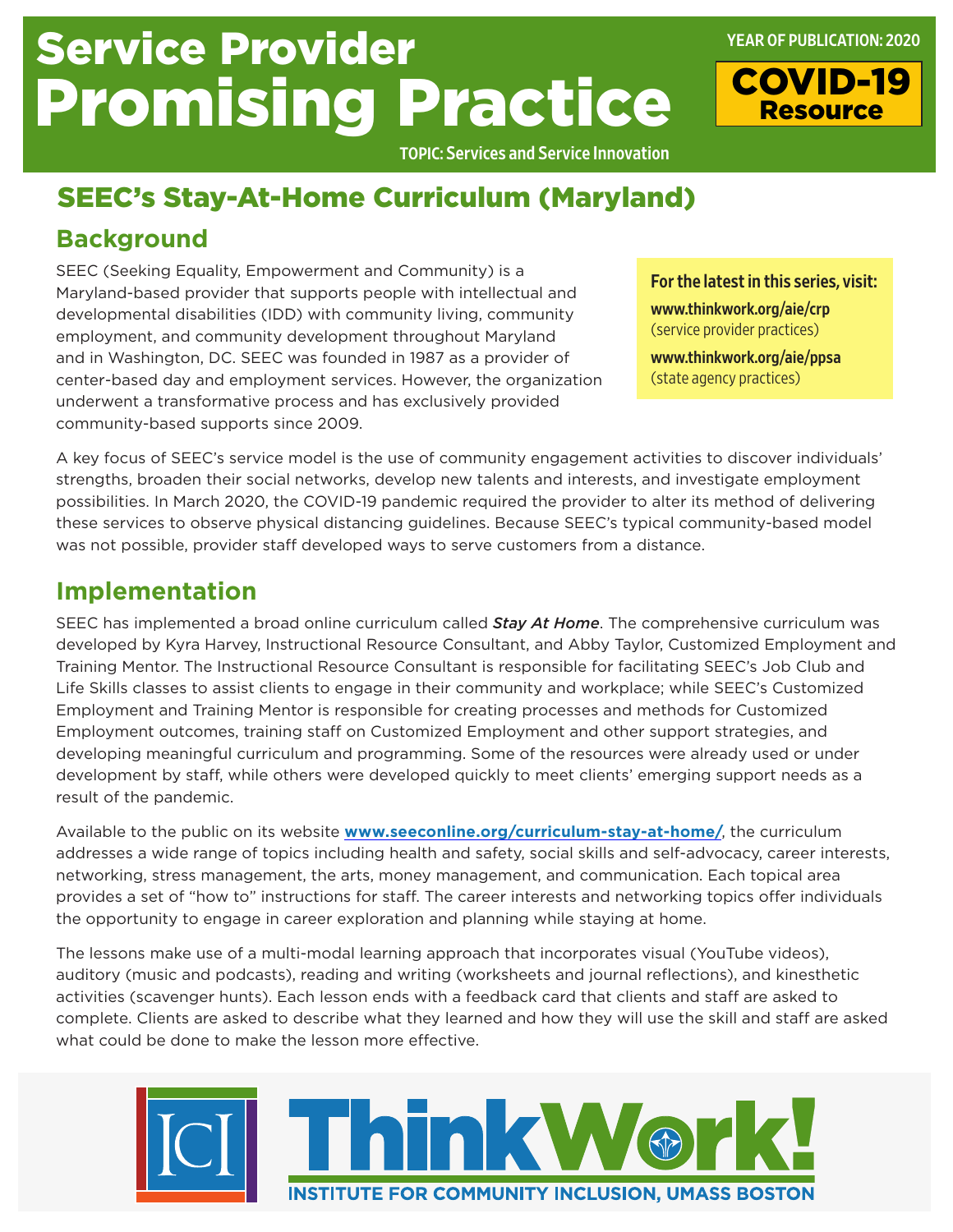# Service Provider Promising Practice

YEAR OF PUBLICATION: 2020

**COVID-19 Resource**

TOPIC: Services and Service Innovation

## SEEC's Stay-At-Home Curriculum (Maryland)

### Background

SEEC (Seeking Equality, Empowerment and Community) is a Maryland-based provider that supports people with intellectual and developmental disabilities (IDD) with community living, community employment, and community development throughout Maryland and in Washington, DC. SEEC was founded in 1987 as a provider of center-based day and employment services. However, the organization underwent a transformative process and has exclusively provided community-based supports since 2009.

> **For the latest in this series, visit:**
> **www.thinkwork.org/aie/crp** (service provider practices)
> **www.thinkwork.org/aie/ppsa** (state agency practices)

A key focus of SEEC's service model is the use of community engagement activities to discover individuals' strengths, broaden their social networks, develop new talents and interests, and investigate employment possibilities. In March 2020, the COVID-19 pandemic required the provider to alter its method of delivering these services to observe physical distancing guidelines. Because SEEC's typical community-based model was not possible, provider staff developed ways to serve customers from a distance.

### Implementation

SEEC has implemented a broad online curriculum called ***Stay At Home***. The comprehensive curriculum was developed by Kyra Harvey, Instructional Resource Consultant, and Abby Taylor, Customized Employment and Training Mentor. The Instructional Resource Consultant is responsible for facilitating SEEC's Job Club and Life Skills classes to assist clients to engage in their community and workplace; while SEEC's Customized Employment and Training Mentor is responsible for creating processes and methods for Customized Employment outcomes, training staff on Customized Employment and other support strategies, and developing meaningful curriculum and programming. Some of the resources were already used or under development by staff, while others were developed quickly to meet clients' emerging support needs as a result of the pandemic.

Available to the public on its website **www.seeconline.org/curriculum-stay-at-home/**, the curriculum addresses a wide range of topics including health and safety, social skills and self-advocacy, career interests, networking, stress management, the arts, money management, and communication. Each topical area provides a set of "how to" instructions for staff. The career interests and networking topics offer individuals the opportunity to engage in career exploration and planning while staying at home.

The lessons make use of a multi-modal learning approach that incorporates visual (YouTube videos), auditory (music and podcasts), reading and writing (worksheets and journal reflections), and kinesthetic activities (scavenger hunts). Each lesson ends with a feedback card that clients and staff are asked to complete. Clients are asked to describe what they learned and how they will use the skill and staff are asked what could be done to make the lesson more effective.

ThinkWork! INSTITUTE FOR COMMUNITY INCLUSION, UMASS BOSTON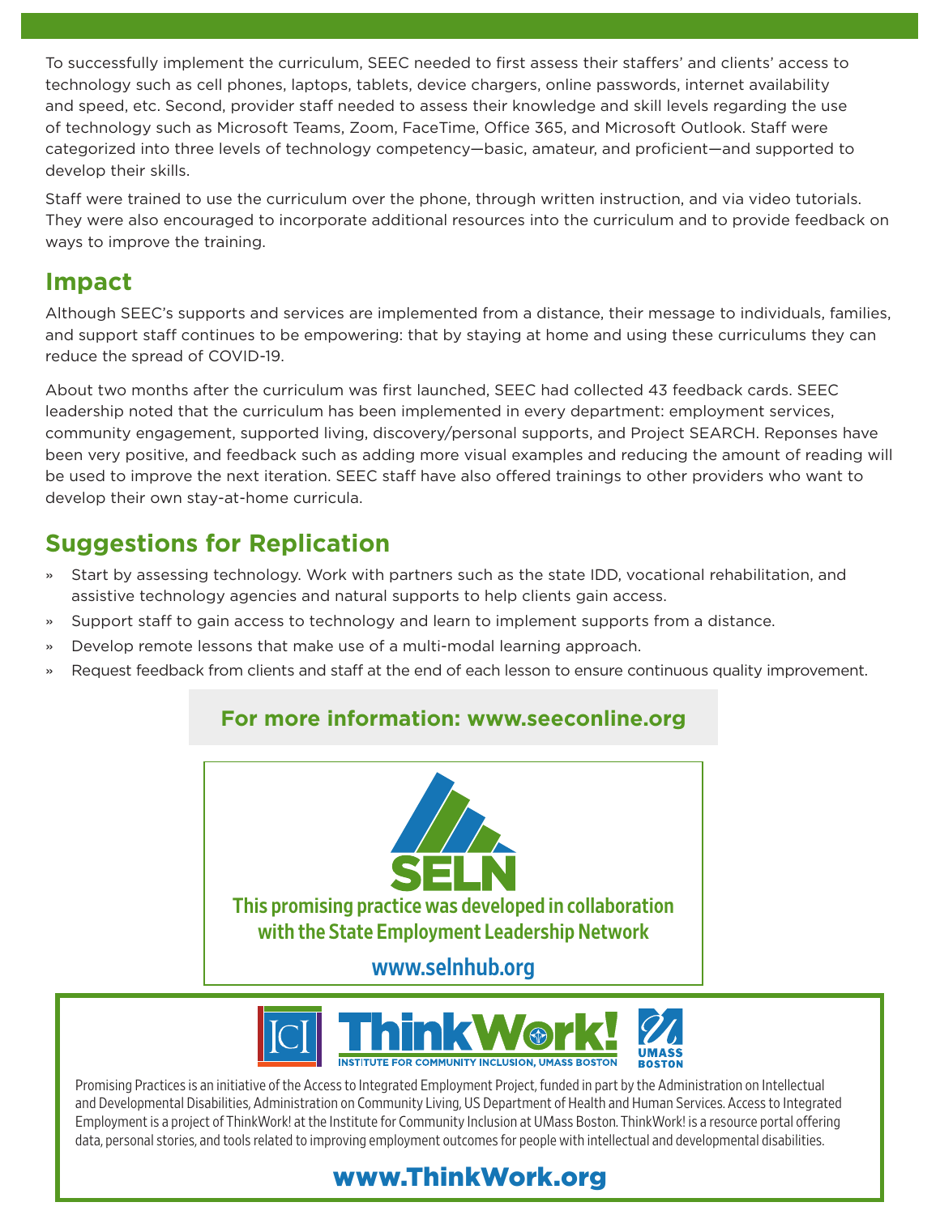To successfully implement the curriculum, SEEC needed to first assess their staffers' and clients' access to technology such as cell phones, laptops, tablets, device chargers, online passwords, internet availability and speed, etc. Second, provider staff needed to assess their knowledge and skill levels regarding the use of technology such as Microsoft Teams, Zoom, FaceTime, Office 365, and Microsoft Outlook. Staff were categorized into three levels of technology competency—basic, amateur, and proficient—and supported to develop their skills.

Staff were trained to use the curriculum over the phone, through written instruction, and via video tutorials. They were also encouraged to incorporate additional resources into the curriculum and to provide feedback on ways to improve the training.

## Impact

Although SEEC's supports and services are implemented from a distance, their message to individuals, families, and support staff continues to be empowering: that by staying at home and using these curriculums they can reduce the spread of COVID-19.

About two months after the curriculum was first launched, SEEC had collected 43 feedback cards. SEEC leadership noted that the curriculum has been implemented in every department: employment services, community engagement, supported living, discovery/personal supports, and Project SEARCH. Reponses have been very positive, and feedback such as adding more visual examples and reducing the amount of reading will be used to improve the next iteration. SEEC staff have also offered trainings to other providers who want to develop their own stay-at-home curricula.

## Suggestions for Replication

- Start by assessing technology. Work with partners such as the state IDD, vocational rehabilitation, and assistive technology agencies and natural supports to help clients gain access.
- Support staff to gain access to technology and learn to implement supports from a distance.
- Develop remote lessons that make use of a multi-modal learning approach.
- Request feedback from clients and staff at the end of each lesson to ensure continuous quality improvement.

**For more information: www.seeconline.org**

SELN

**This promising practice was developed in collaboration with the State Employment Leadership Network**

www.selnhub.org

ICI ThinkWork! INSTITUTE FOR COMMUNITY INCLUSION, UMASS BOSTON UMASS BOSTON

Promising Practices is an initiative of the Access to Integrated Employment Project, funded in part by the Administration on Intellectual and Developmental Disabilities, Administration on Community Living, US Department of Health and Human Services. Access to Integrated Employment is a project of ThinkWork! at the Institute for Community Inclusion at UMass Boston. ThinkWork! is a resource portal offering data, personal stories, and tools related to improving employment outcomes for people with intellectual and developmental disabilities.

**www.ThinkWork.org**